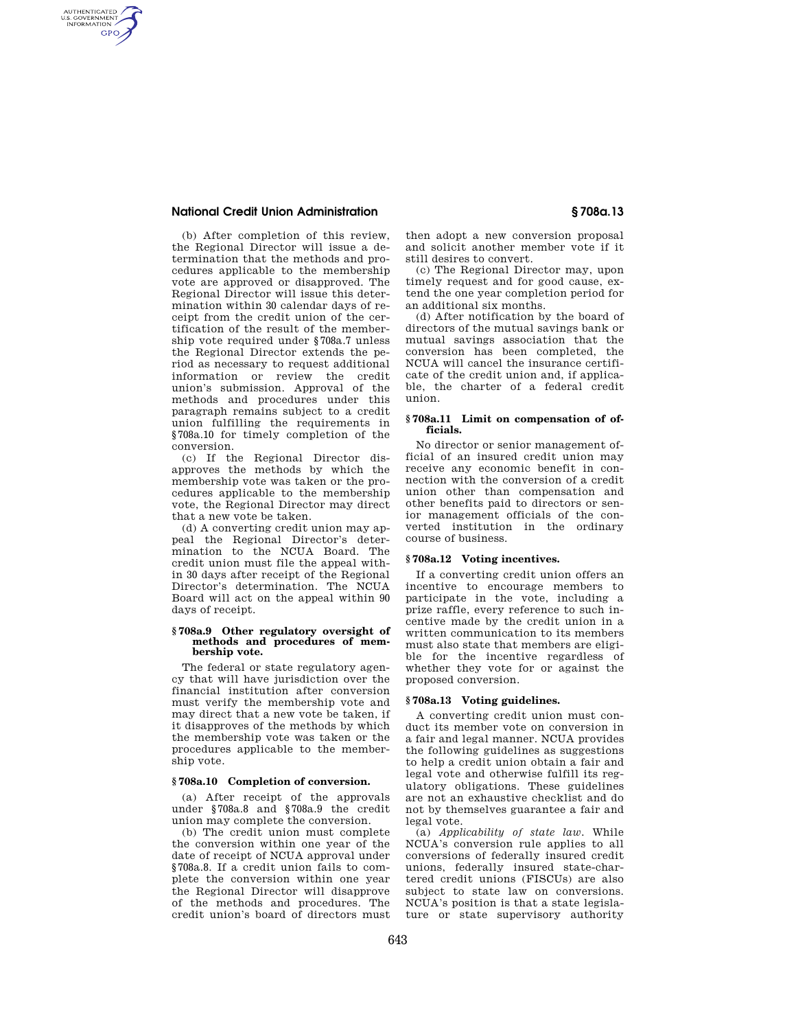(b) After completion of this review, the Regional Director will issue a determination that the methods and procedures applicable to the membership vote are approved or disapproved. The Regional Director will issue this determination within 30 calendar days of receipt from the credit union of the certification of the result of the membership vote required under §708a.7 unless the Regional Director extends the period as necessary to request additional information or review the credit union's submission. Approval of the methods and procedures under this paragraph remains subject to a credit union fulfilling the requirements in §708a.10 for timely completion of the conversion.

(c) If the Regional Director disapproves the methods by which the membership vote was taken or the procedures applicable to the membership vote, the Regional Director may direct that a new vote be taken.

(d) A converting credit union may appeal the Regional Director's determination to the NCUA Board. The credit union must file the appeal within 30 days after receipt of the Regional Director's determination. The NCUA Board will act on the appeal within 90 days of receipt.

### § 708a.9 Other regulatory oversight of methods and procedures of membership vote.

The federal or state regulatory agency that will have jurisdiction over the financial institution after conversion must verify the membership vote and may direct that a new vote be taken, if it disapproves of the methods by which the membership vote was taken or the procedures applicable to the membership vote.

### § 708a.10 Completion of conversion.

(a) After receipt of the approvals under §708a.8 and §708a.9 the credit union may complete the conversion.

(b) The credit union must complete the conversion within one year of the date of receipt of NCUA approval under §708a.8. If a credit union fails to complete the conversion within one year the Regional Director will disapprove of the methods and procedures. The credit union's board of directors must then adopt a new conversion proposal and solicit another member vote if it still desires to convert.

(c) The Regional Director may, upon timely request and for good cause, extend the one year completion period for an additional six months.

(d) After notification by the board of directors of the mutual savings bank or mutual savings association that the conversion has been completed, the NCUA will cancel the insurance certificate of the credit union and, if applicable, the charter of a federal credit union.

### § 708a.11 Limit on compensation of officials.

No director or senior management official of an insured credit union may receive any economic benefit in connection with the conversion of a credit union other than compensation and other benefits paid to directors or senior management officials of the converted institution in the ordinary course of business.

### § 708a.12 Voting incentives.

If a converting credit union offers an incentive to encourage members to participate in the vote, including a prize raffle, every reference to such incentive made by the credit union in a written communication to its members must also state that members are eligible for the incentive regardless of whether they vote for or against the proposed conversion.

### § 708a.13 Voting guidelines.

A converting credit union must conduct its member vote on conversion in a fair and legal manner. NCUA provides the following guidelines as suggestions to help a credit union obtain a fair and legal vote and otherwise fulfill its regulatory obligations. These guidelines are not an exhaustive checklist and do not by themselves guarantee a fair and legal vote.

(a) *Applicability of state law.* While NCUA's conversion rule applies to all conversions of federally insured credit unions, federally insured state-chartered credit unions (FISCUs) are also subject to state law on conversions. NCUA's position is that a state legislature or state supervisory authority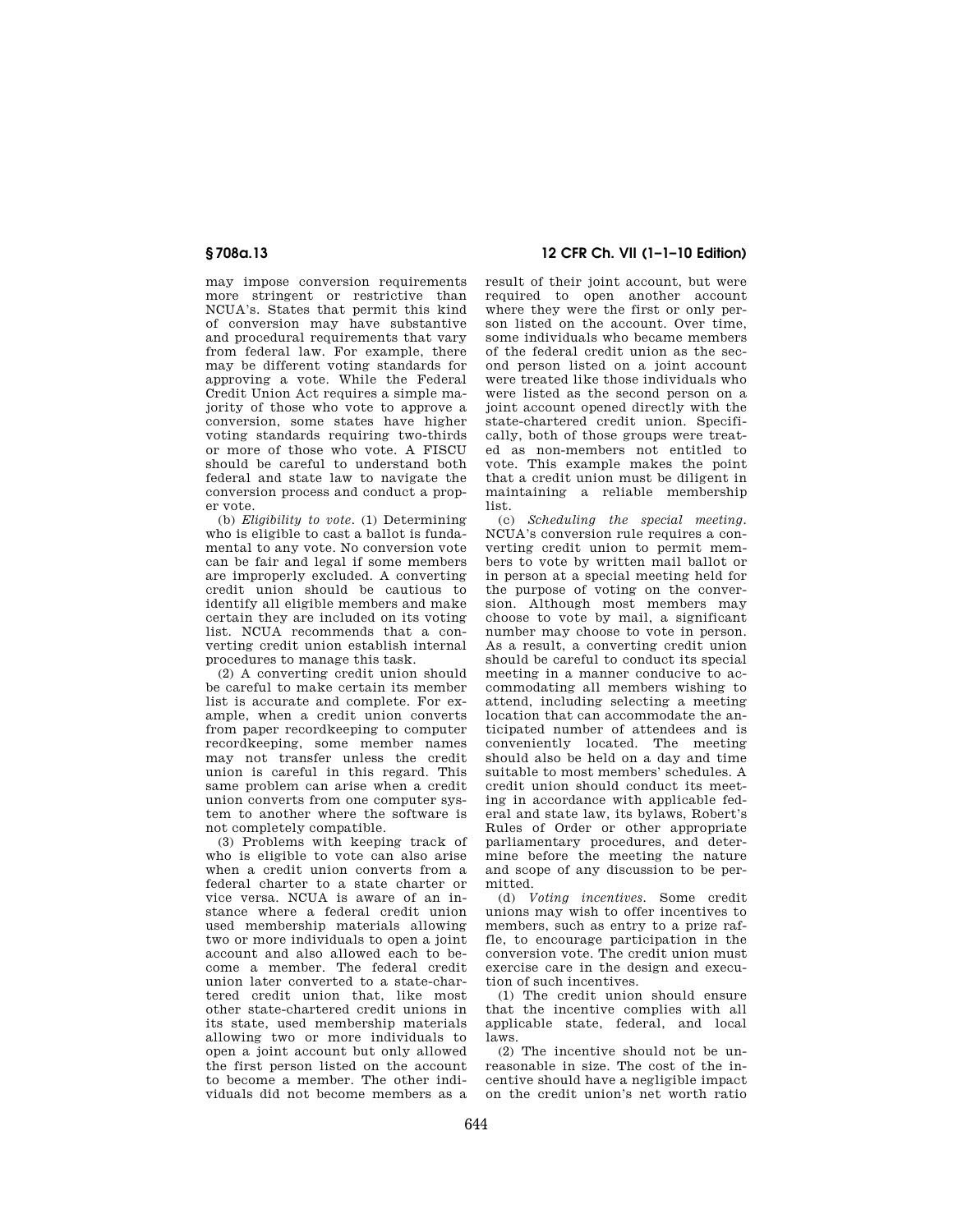may impose conversion requirements more stringent or restrictive than NCUA's. States that permit this kind of conversion may have substantive and procedural requirements that vary from federal law. For example, there may be different voting standards for approving a vote. While the Federal Credit Union Act requires a simple majority of those who vote to approve a conversion, some states have higher voting standards requiring two-thirds or more of those who vote. A FISCU should be careful to understand both federal and state law to navigate the conversion process and conduct a proper vote.

(b) *Eligibility to vote.* (1) Determining who is eligible to cast a ballot is fundamental to any vote. No conversion vote can be fair and legal if some members are improperly excluded. A converting credit union should be cautious to identify all eligible members and make certain they are included on its voting list. NCUA recommends that a converting credit union establish internal procedures to manage this task.

(2) A converting credit union should be careful to make certain its member list is accurate and complete. For example, when a credit union converts from paper recordkeeping to computer recordkeeping, some member names may not transfer unless the credit union is careful in this regard. This same problem can arise when a credit union converts from one computer system to another where the software is not completely compatible.

(3) Problems with keeping track of who is eligible to vote can also arise when a credit union converts from a federal charter to a state charter or vice versa. NCUA is aware of an instance where a federal credit union used membership materials allowing two or more individuals to open a joint account and also allowed each to become a member. The federal credit union later converted to a state-chartered credit union that, like most other state-chartered credit unions in its state, used membership materials allowing two or more individuals to open a joint account but only allowed the first person listed on the account to become a member. The other individuals did not become members as a result of their joint account, but were required to open another account where they were the first or only person listed on the account. Over time, some individuals who became members of the federal credit union as the second person listed on a joint account were treated like those individuals who were listed as the second person on a joint account opened directly with the state-chartered credit union. Specifically, both of those groups were treated as non-members not entitled to vote. This example makes the point that a credit union must be diligent in maintaining a reliable membership list.

(c) *Scheduling the special meeting.* NCUA's conversion rule requires a converting credit union to permit members to vote by written mail ballot or in person at a special meeting held for the purpose of voting on the conversion. Although most members may choose to vote by mail, a significant number may choose to vote in person. As a result, a converting credit union should be careful to conduct its special meeting in a manner conducive to accommodating all members wishing to attend, including selecting a meeting location that can accommodate the anticipated number of attendees and is conveniently located. The meeting should also be held on a day and time suitable to most members' schedules. A credit union should conduct its meeting in accordance with applicable federal and state law, its bylaws, Robert's Rules of Order or other appropriate parliamentary procedures, and determine before the meeting the nature and scope of any discussion to be permitted.

(d) *Voting incentives.* Some credit unions may wish to offer incentives to members, such as entry to a prize raffle, to encourage participation in the conversion vote. The credit union must exercise care in the design and execution of such incentives.

(1) The credit union should ensure that the incentive complies with all applicable state, federal, and local laws.

(2) The incentive should not be unreasonable in size. The cost of the incentive should have a negligible impact on the credit union's net worth ratio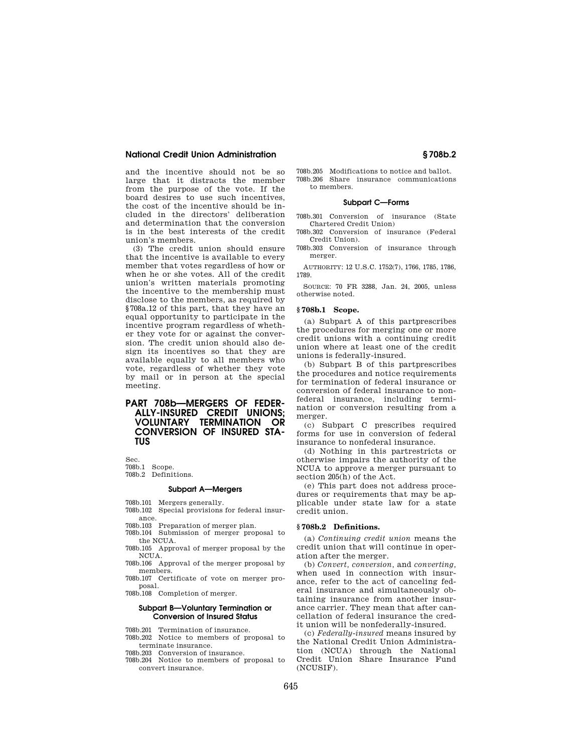and the incentive should not be so large that it distracts the member from the purpose of the vote. If the board desires to use such incentives, the cost of the incentive should be included in the directors' deliberation and determination that the conversion is in the best interests of the credit union's members.

(3) The credit union should ensure that the incentive is available to every member that votes regardless of how or when he or she votes. All of the credit union's written materials promoting the incentive to the membership must disclose to the members, as required by §708a.12 of this part, that they have an equal opportunity to participate in the incentive program regardless of whether they vote for or against the conversion. The credit union should also design its incentives so that they are available equally to all members who vote, regardless of whether they vote by mail or in person at the special meeting.

# PART 708b—MERGERS OF FEDERALLY-INSURED CREDIT UNIONS; VOLUNTARY TERMINATION OR CONVERSION OF INSURED STATUS

Sec.
708b.1 Scope.
708b.2 Definitions.

### Subpart A—Mergers

708b.101 Mergers generally.
708b.102 Special provisions for federal insurance.
708b.103 Preparation of merger plan.
708b.104 Submission of merger proposal to the NCUA.
708b.105 Approval of merger proposal by the NCUA.
708b.106 Approval of the merger proposal by members.
708b.107 Certificate of vote on merger proposal.
708b.108 Completion of merger.

### Subpart B—Voluntary Termination or Conversion of Insured Status

708b.201 Termination of insurance.
708b.202 Notice to members of proposal to terminate insurance.
708b.203 Conversion of insurance.
708b.204 Notice to members of proposal to convert insurance.
708b.205 Modifications to notice and ballot.
708b.206 Share insurance communications to members.

### Subpart C—Forms

708b.301 Conversion of insurance (State Chartered Credit Union)
708b.302 Conversion of insurance (Federal Credit Union).
708b.303 Conversion of insurance through merger.

AUTHORITY: 12 U.S.C. 1752(7), 1766, 1785, 1786, 1789.

SOURCE: 70 FR 3288, Jan. 24, 2005, unless otherwise noted.

## § 708b.1 Scope.

(a) Subpart A of this partprescribes the procedures for merging one or more credit unions with a continuing credit union where at least one of the credit unions is federally-insured.

(b) Subpart B of this partprescribes the procedures and notice requirements for termination of federal insurance or conversion of federal insurance to nonfederal insurance, including termination or conversion resulting from a merger.

(c) Subpart C prescribes required forms for use in conversion of federal insurance to nonfederal insurance.

(d) Nothing in this partrestricts or otherwise impairs the authority of the NCUA to approve a merger pursuant to section 205(h) of the Act.

(e) This part does not address procedures or requirements that may be applicable under state law for a state credit union.

## § 708b.2 Definitions.

(a) *Continuing credit union* means the credit union that will continue in operation after the merger.

(b) *Convert, conversion,* and *converting,* when used in connection with insurance, refer to the act of canceling federal insurance and simultaneously obtaining insurance from another insurance carrier. They mean that after cancellation of federal insurance the credit union will be nonfederally-insured.

(c) *Federally-insured* means insured by the National Credit Union Administration (NCUA) through the National Credit Union Share Insurance Fund (NCUSIF).